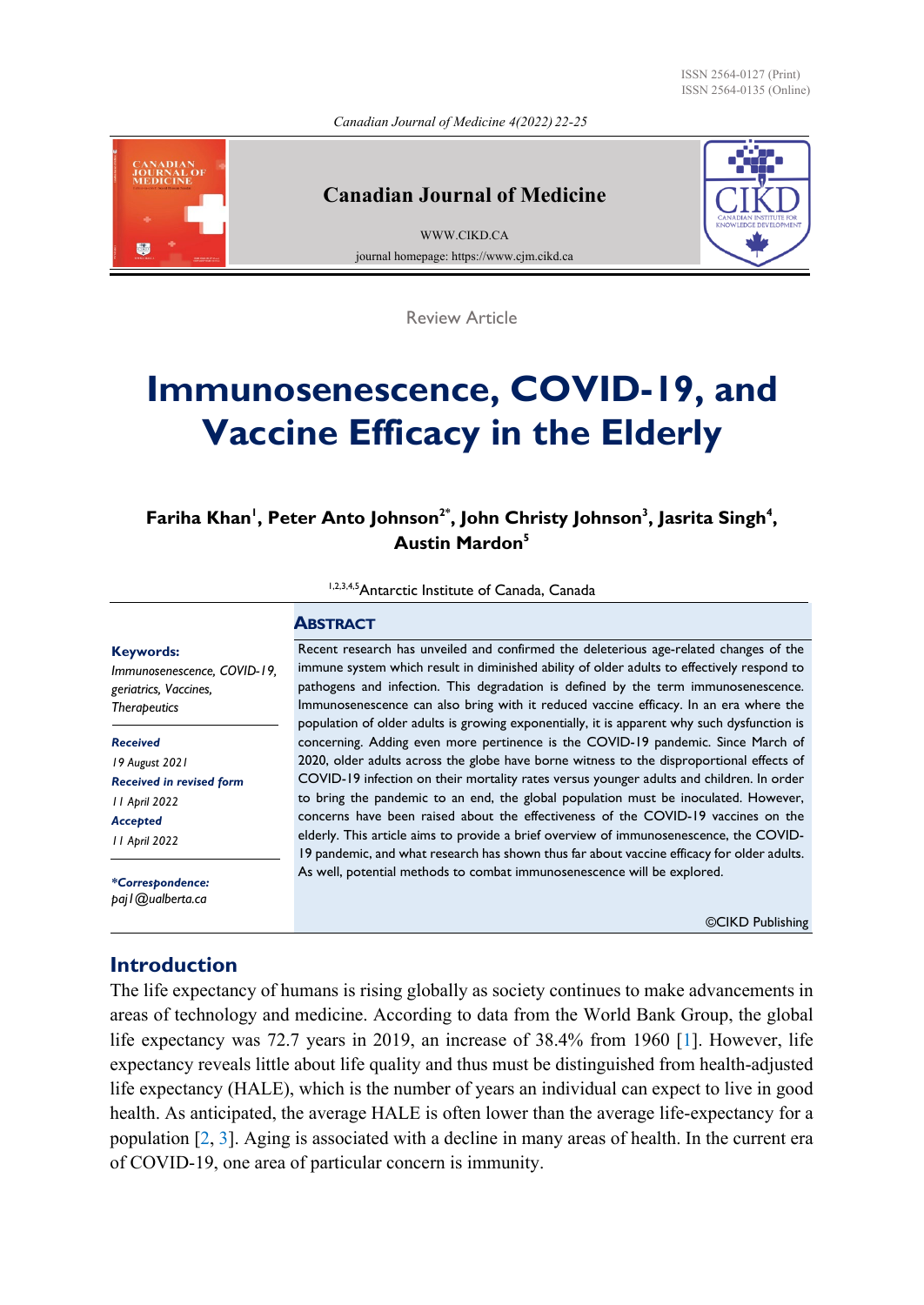Review Article

# Immunosenescence, COVID-19, and Vaccine Efficacy in the Elderly

**Fariha Khan[1], Peter Anto Johnson[2*], John Christy Johnson[3], Jasrita Singh[4], Austin Mardon[5]**

[1,2,3,4,5]Antarctic Institute of Canada, Canada

**Keywords:**
*Immunosenescence, COVID-19, geriatrics, Vaccines, Therapeutics*

***Received***
*19 August 2021*
***Received in revised form***
*11 April 2022*
***Accepted***
*11 April 2022*

***\*Correspondence:***
*paj1@ualberta.ca*

## Abstract

Recent research has unveiled and confirmed the deleterious age-related changes of the immune system which result in diminished ability of older adults to effectively respond to pathogens and infection. This degradation is defined by the term immunosenescence. Immunosenescence can also bring with it reduced vaccine efficacy. In an era where the population of older adults is growing exponentially, it is apparent why such dysfunction is concerning. Adding even more pertinence is the COVID-19 pandemic. Since March of 2020, older adults across the globe have borne witness to the disproportional effects of COVID-19 infection on their mortality rates versus younger adults and children. In order to bring the pandemic to an end, the global population must be inoculated. However, concerns have been raised about the effectiveness of the COVID-19 vaccines on the elderly. This article aims to provide a brief overview of immunosenescence, the COVID-19 pandemic, and what research has shown thus far about vaccine efficacy for older adults. As well, potential methods to combat immunosenescence will be explored.

©CIKD Publishing

## Introduction

The life expectancy of humans is rising globally as society continues to make advancements in areas of technology and medicine. According to data from the World Bank Group, the global life expectancy was 72.7 years in 2019, an increase of 38.4% from 1960 [1]. However, life expectancy reveals little about life quality and thus must be distinguished from health-adjusted life expectancy (HALE), which is the number of years an individual can expect to live in good health. As anticipated, the average HALE is often lower than the average life-expectancy for a population [2, 3]. Aging is associated with a decline in many areas of health. In the current era of COVID-19, one area of particular concern is immunity.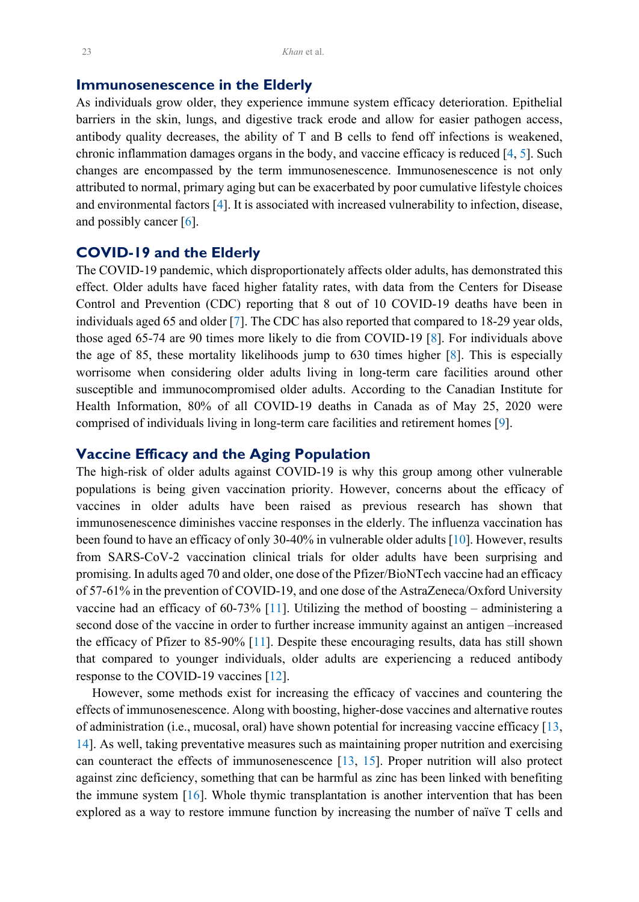## Immunosenescence in the Elderly

As individuals grow older, they experience immune system efficacy deterioration. Epithelial barriers in the skin, lungs, and digestive track erode and allow for easier pathogen access, antibody quality decreases, the ability of T and B cells to fend off infections is weakened, chronic inflammation damages organs in the body, and vaccine efficacy is reduced [4, 5]. Such changes are encompassed by the term immunosenescence. Immunosenescence is not only attributed to normal, primary aging but can be exacerbated by poor cumulative lifestyle choices and environmental factors [4]. It is associated with increased vulnerability to infection, disease, and possibly cancer [6].

## COVID-19 and the Elderly

The COVID-19 pandemic, which disproportionately affects older adults, has demonstrated this effect. Older adults have faced higher fatality rates, with data from the Centers for Disease Control and Prevention (CDC) reporting that 8 out of 10 COVID-19 deaths have been in individuals aged 65 and older [7]. The CDC has also reported that compared to 18-29 year olds, those aged 65-74 are 90 times more likely to die from COVID-19 [8]. For individuals above the age of 85, these mortality likelihoods jump to 630 times higher [8]. This is especially worrisome when considering older adults living in long-term care facilities around other susceptible and immunocompromised older adults. According to the Canadian Institute for Health Information, 80% of all COVID-19 deaths in Canada as of May 25, 2020 were comprised of individuals living in long-term care facilities and retirement homes [9].

## Vaccine Efficacy and the Aging Population

The high-risk of older adults against COVID-19 is why this group among other vulnerable populations is being given vaccination priority. However, concerns about the efficacy of vaccines in older adults have been raised as previous research has shown that immunosenescence diminishes vaccine responses in the elderly. The influenza vaccination has been found to have an efficacy of only 30-40% in vulnerable older adults [10]. However, results from SARS-CoV-2 vaccination clinical trials for older adults have been surprising and promising. In adults aged 70 and older, one dose of the Pfizer/BioNTech vaccine had an efficacy of 57-61% in the prevention of COVID-19, and one dose of the AstraZeneca/Oxford University vaccine had an efficacy of 60-73% [11]. Utilizing the method of boosting – administering a second dose of the vaccine in order to further increase immunity against an antigen –increased the efficacy of Pfizer to 85-90% [11]. Despite these encouraging results, data has still shown that compared to younger individuals, older adults are experiencing a reduced antibody response to the COVID-19 vaccines [12].

However, some methods exist for increasing the efficacy of vaccines and countering the effects of immunosenescence. Along with boosting, higher-dose vaccines and alternative routes of administration (i.e., mucosal, oral) have shown potential for increasing vaccine efficacy [13, 14]. As well, taking preventative measures such as maintaining proper nutrition and exercising can counteract the effects of immunosenescence [13, 15]. Proper nutrition will also protect against zinc deficiency, something that can be harmful as zinc has been linked with benefiting the immune system [16]. Whole thymic transplantation is another intervention that has been explored as a way to restore immune function by increasing the number of naïve T cells and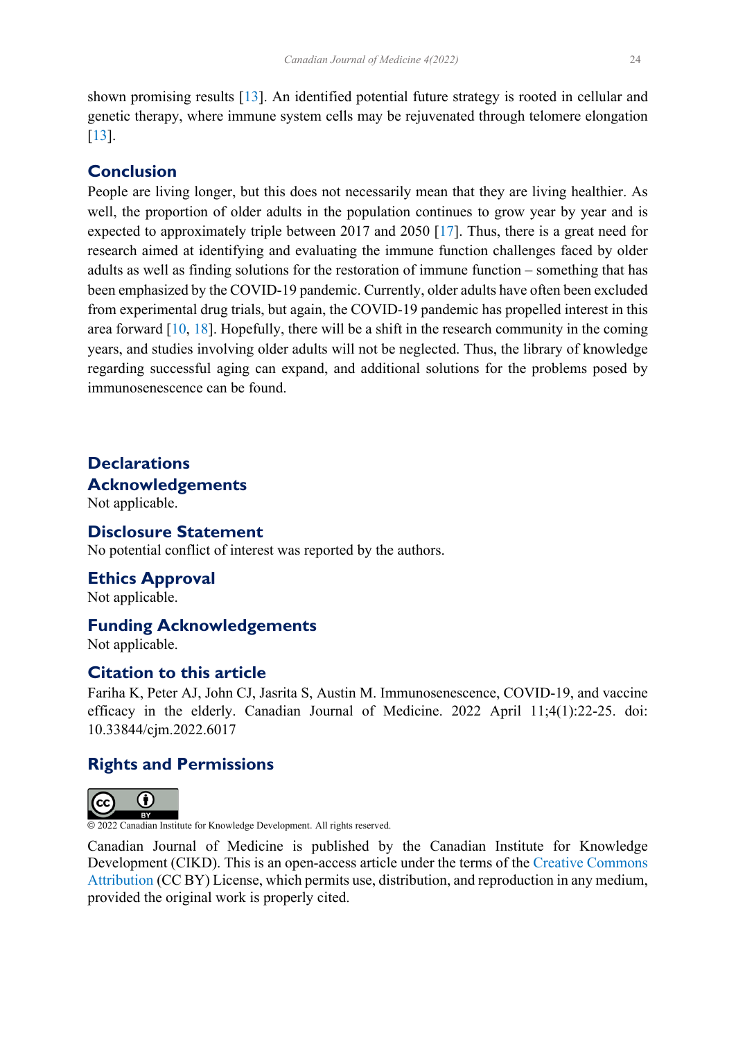shown promising results [13]. An identified potential future strategy is rooted in cellular and genetic therapy, where immune system cells may be rejuvenated through telomere elongation [13].

## Conclusion

People are living longer, but this does not necessarily mean that they are living healthier. As well, the proportion of older adults in the population continues to grow year by year and is expected to approximately triple between 2017 and 2050 [17]. Thus, there is a great need for research aimed at identifying and evaluating the immune function challenges faced by older adults as well as finding solutions for the restoration of immune function – something that has been emphasized by the COVID-19 pandemic. Currently, older adults have often been excluded from experimental drug trials, but again, the COVID-19 pandemic has propelled interest in this area forward [10, 18]. Hopefully, there will be a shift in the research community in the coming years, and studies involving older adults will not be neglected. Thus, the library of knowledge regarding successful aging can expand, and additional solutions for the problems posed by immunosenescence can be found.

## Declarations

### Acknowledgements

Not applicable.

### Disclosure Statement

No potential conflict of interest was reported by the authors.

### Ethics Approval

Not applicable.

### Funding Acknowledgements

Not applicable.

### Citation to this article

Fariha K, Peter AJ, John CJ, Jasrita S, Austin M. Immunosenescence, COVID-19, and vaccine efficacy in the elderly. Canadian Journal of Medicine. 2022 April 11;4(1):22-25. doi: 10.33844/cjm.2022.6017

### Rights and Permissions

© 2022 Canadian Institute for Knowledge Development. All rights reserved.

Canadian Journal of Medicine is published by the Canadian Institute for Knowledge Development (CIKD). This is an open-access article under the terms of the Creative Commons Attribution (CC BY) License, which permits use, distribution, and reproduction in any medium, provided the original work is properly cited.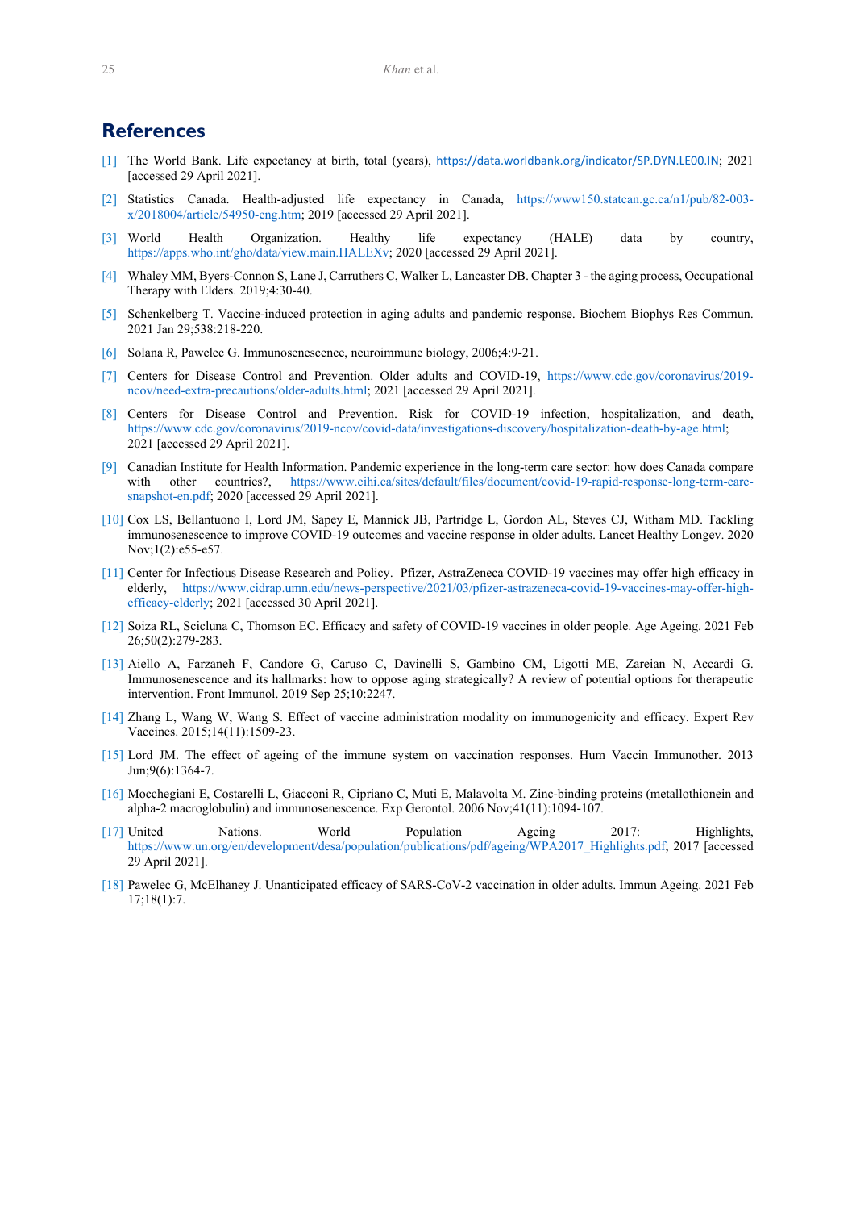## References

[1] The World Bank. Life expectancy at birth, total (years), https://data.worldbank.org/indicator/SP.DYN.LE00.IN; 2021 [accessed 29 April 2021].

[2] Statistics Canada. Health-adjusted life expectancy in Canada, https://www150.statcan.gc.ca/n1/pub/82-003-x/2018004/article/54950-eng.htm; 2019 [accessed 29 April 2021].

[3] World Health Organization. Healthy life expectancy (HALE) data by country, https://apps.who.int/gho/data/view.main.HALEXv; 2020 [accessed 29 April 2021].

[4] Whaley MM, Byers-Connon S, Lane J, Carruthers C, Walker L, Lancaster DB. Chapter 3 - the aging process, Occupational Therapy with Elders. 2019;4:30-40.

[5] Schenkelberg T. Vaccine-induced protection in aging adults and pandemic response. Biochem Biophys Res Commun. 2021 Jan 29;538:218-220.

[6] Solana R, Pawelec G. Immunosenescence, neuroimmune biology, 2006;4:9-21.

[7] Centers for Disease Control and Prevention. Older adults and COVID-19, https://www.cdc.gov/coronavirus/2019-ncov/need-extra-precautions/older-adults.html; 2021 [accessed 29 April 2021].

[8] Centers for Disease Control and Prevention. Risk for COVID-19 infection, hospitalization, and death, https://www.cdc.gov/coronavirus/2019-ncov/covid-data/investigations-discovery/hospitalization-death-by-age.html; 2021 [accessed 29 April 2021].

[9] Canadian Institute for Health Information. Pandemic experience in the long-term care sector: how does Canada compare with other countries?, https://www.cihi.ca/sites/default/files/document/covid-19-rapid-response-long-term-care-snapshot-en.pdf; 2020 [accessed 29 April 2021].

[10] Cox LS, Bellantuono I, Lord JM, Sapey E, Mannick JB, Partridge L, Gordon AL, Steves CJ, Witham MD. Tackling immunosenescence to improve COVID-19 outcomes and vaccine response in older adults. Lancet Healthy Longev. 2020 Nov;1(2):e55-e57.

[11] Center for Infectious Disease Research and Policy. Pfizer, AstraZeneca COVID-19 vaccines may offer high efficacy in elderly, https://www.cidrap.umn.edu/news-perspective/2021/03/pfizer-astrazeneca-covid-19-vaccines-may-offer-high-efficacy-elderly; 2021 [accessed 30 April 2021].

[12] Soiza RL, Scicluna C, Thomson EC. Efficacy and safety of COVID-19 vaccines in older people. Age Ageing. 2021 Feb 26;50(2):279-283.

[13] Aiello A, Farzaneh F, Candore G, Caruso C, Davinelli S, Gambino CM, Ligotti ME, Zareian N, Accardi G. Immunosenescence and its hallmarks: how to oppose aging strategically? A review of potential options for therapeutic intervention. Front Immunol. 2019 Sep 25;10:2247.

[14] Zhang L, Wang W, Wang S. Effect of vaccine administration modality on immunogenicity and efficacy. Expert Rev Vaccines. 2015;14(11):1509-23.

[15] Lord JM. The effect of ageing of the immune system on vaccination responses. Hum Vaccin Immunother. 2013 Jun;9(6):1364-7.

[16] Mocchegiani E, Costarelli L, Giacconi R, Cipriano C, Muti E, Malavolta M. Zinc-binding proteins (metallothionein and alpha-2 macroglobulin) and immunosenescence. Exp Gerontol. 2006 Nov;41(11):1094-107.

[17] United Nations. World Population Ageing 2017: Highlights, https://www.un.org/en/development/desa/population/publications/pdf/ageing/WPA2017_Highlights.pdf; 2017 [accessed 29 April 2021].

[18] Pawelec G, McElhaney J. Unanticipated efficacy of SARS-CoV-2 vaccination in older adults. Immun Ageing. 2021 Feb 17;18(1):7.